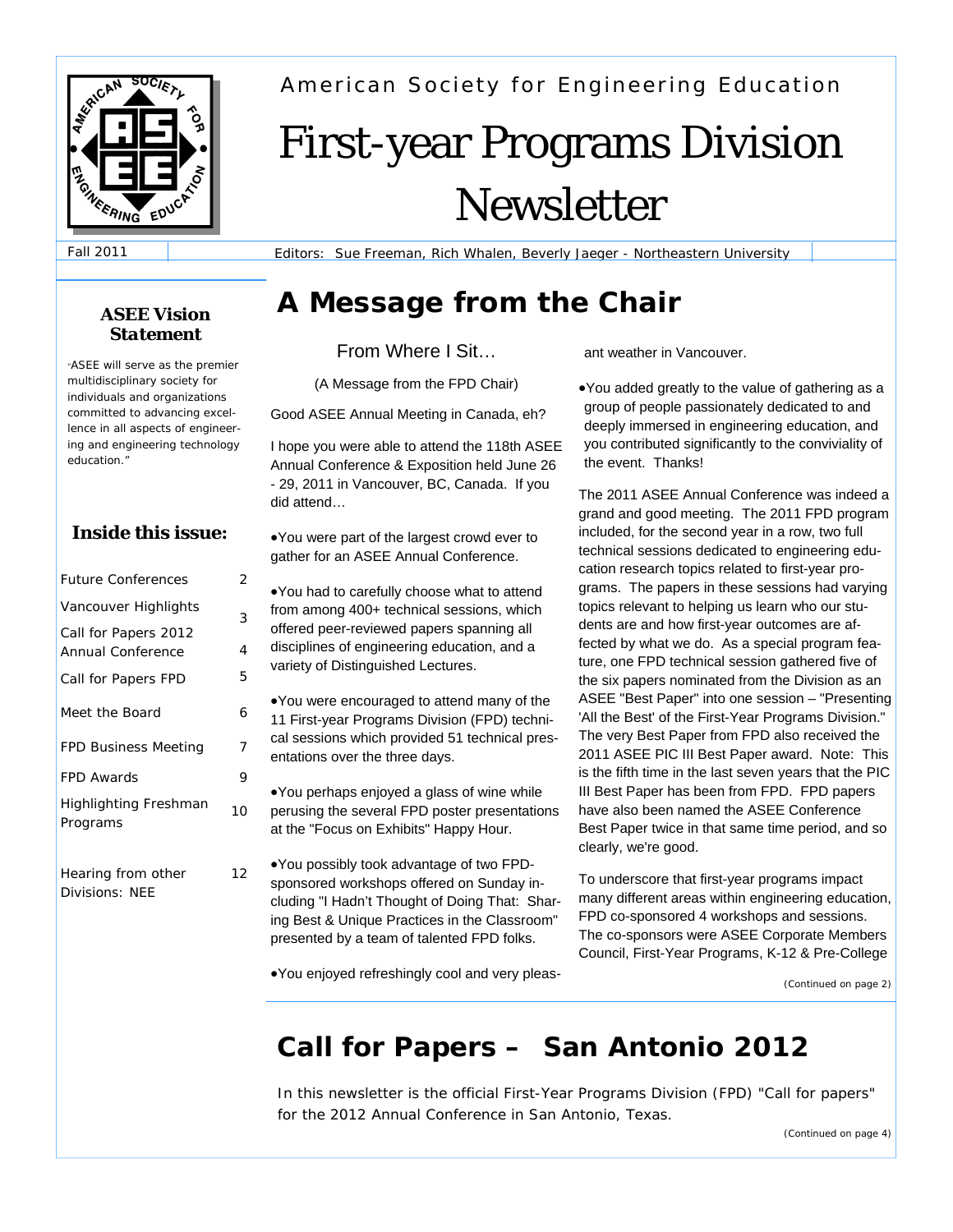American Society for Engineering Education

# First-year Programs Division Newsletter

Fall 2011

Editors: Sue Freeman, Rich Whalen, Beverly Jaeger - Northeastern University

### ASEE Vision Statement

"ASEE will serve as the premier multidisciplinary society for individuals and organizations committed to advancing excellence in all aspects of engineering and engineering technology education."

### Inside this issue:

| | |
|---|---|
| Future Conferences | 2 |
| Vancouver Highlights | 3 |
| Call for Papers 2012 Annual Conference | 4 |
| Call for Papers FPD | 5 |
| Meet the Board | 6 |
| FPD Business Meeting | 7 |
| FPD Awards | 9 |
| Highlighting Freshman Programs | 10 |
| Hearing from other Divisions: NEE | 12 |

## A Message from the Chair

From Where I Sit…

(A Message from the FPD Chair)

Good ASEE Annual Meeting in Canada, eh?

I hope you were able to attend the 118th ASEE Annual Conference & Exposition held June 26 - 29, 2011 in Vancouver, BC, Canada. If you did attend…

- You were part of the largest crowd ever to gather for an ASEE Annual Conference.
- You had to carefully choose what to attend from among 400+ technical sessions, which offered peer-reviewed papers spanning all disciplines of engineering education, and a variety of Distinguished Lectures.
- You were encouraged to attend many of the 11 First-year Programs Division (FPD) technical sessions which provided 51 technical presentations over the three days.
- You perhaps enjoyed a glass of wine while perusing the several FPD poster presentations at the "Focus on Exhibits" Happy Hour.
- You possibly took advantage of two FPD-sponsored workshops offered on Sunday including "I Hadn't Thought of Doing That: Sharing Best & Unique Practices in the Classroom" presented by a team of talented FPD folks.
- You enjoyed refreshingly cool and very pleasant weather in Vancouver.
- You added greatly to the value of gathering as a group of people passionately dedicated to and deeply immersed in engineering education, and you contributed significantly to the conviviality of the event. Thanks!

The 2011 ASEE Annual Conference was indeed a grand and good meeting. The 2011 FPD program included, for the second year in a row, two full technical sessions dedicated to engineering education research topics related to first-year programs. The papers in these sessions had varying topics relevant to helping us learn who our students are and how first-year outcomes are affected by what we do. As a special program feature, one FPD technical session gathered five of the six papers nominated from the Division as an ASEE "Best Paper" into one session – "Presenting 'All the Best' of the First-Year Programs Division." The very Best Paper from FPD also received the 2011 ASEE PIC III Best Paper award. Note: This is the fifth time in the last seven years that the PIC III Best Paper has been from FPD. FPD papers have also been named the ASEE Conference Best Paper twice in that same time period, and so clearly, we're good.

To underscore that first-year programs impact many different areas within engineering education, FPD co-sponsored 4 workshops and sessions. The co-sponsors were ASEE Corporate Members Council, First-Year Programs, K-12 & Pre-College

*(Continued on page 2)*

## Call for Papers – San Antonio 2012

In this newsletter is the official First-Year Programs Division (FPD) "Call for papers" for the 2012 Annual Conference in San Antonio, Texas.

*(Continued on page 4)*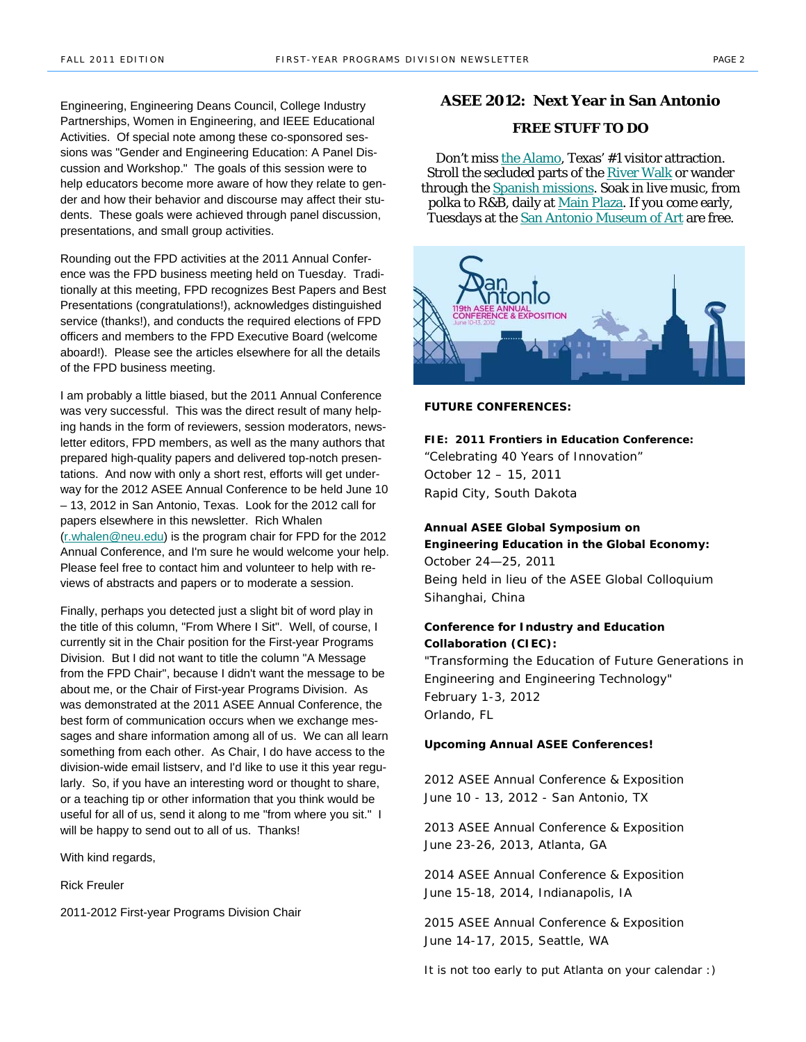Engineering, Engineering Deans Council, College Industry Partnerships, Women in Engineering, and IEEE Educational Activities. Of special note among these co-sponsored sessions was "Gender and Engineering Education: A Panel Discussion and Workshop." The goals of this session were to help educators become more aware of how they relate to gender and how their behavior and discourse may affect their students. These goals were achieved through panel discussion, presentations, and small group activities.

Rounding out the FPD activities at the 2011 Annual Conference was the FPD business meeting held on Tuesday. Traditionally at this meeting, FPD recognizes Best Papers and Best Presentations (congratulations!), acknowledges distinguished service (thanks!), and conducts the required elections of FPD officers and members to the FPD Executive Board (welcome aboard!). Please see the articles elsewhere for all the details of the FPD business meeting.

I am probably a little biased, but the 2011 Annual Conference was very successful. This was the direct result of many helping hands in the form of reviewers, session moderators, newsletter editors, FPD members, as well as the many authors that prepared high-quality papers and delivered top-notch presentations. And now with only a short rest, efforts will get underway for the 2012 ASEE Annual Conference to be held June 10 – 13, 2012 in San Antonio, Texas. Look for the 2012 call for papers elsewhere in this newsletter. Rich Whalen (r.whalen@neu.edu) is the program chair for FPD for the 2012 Annual Conference, and I'm sure he would welcome your help. Please feel free to contact him and volunteer to help with reviews of abstracts and papers or to moderate a session.

Finally, perhaps you detected just a slight bit of word play in the title of this column, "From Where I Sit". Well, of course, I currently sit in the Chair position for the First-year Programs Division. But I did not want to title the column "A Message from the FPD Chair", because I didn't want the message to be about me, or the Chair of First-year Programs Division. As was demonstrated at the 2011 ASEE Annual Conference, the best form of communication occurs when we exchange messages and share information among all of us. We can all learn something from each other. As Chair, I do have access to the division-wide email listserv, and I'd like to use it this year regularly. So, if you have an interesting word or thought to share, or a teaching tip or other information that you think would be useful for all of us, send it along to me "from where you sit." I will be happy to send out to all of us. Thanks!

With kind regards,

Rick Freuler

2011-2012 First-year Programs Division Chair

## ASEE 2012: Next Year in San Antonio

### FREE STUFF TO DO

Don't miss the Alamo, Texas' #1 visitor attraction. Stroll the secluded parts of the River Walk or wander through the Spanish missions. Soak in live music, from polka to R&B, daily at Main Plaza. If you come early, Tuesdays at the San Antonio Museum of Art are free.

**FUTURE CONFERENCES:**

**FIE: 2011 Frontiers in Education Conference:**
"Celebrating 40 Years of Innovation"
October 12 – 15, 2011
Rapid City, South Dakota

**Annual ASEE Global Symposium on Engineering Education in the Global Economy:**
October 24—25, 2011
Being held in lieu of the ASEE Global Colloquium
Sihanghai, China

**Conference for Industry and Education Collaboration (CIEC):**
"Transforming the Education of Future Generations in Engineering and Engineering Technology"
February 1-3, 2012
Orlando, FL

**Upcoming Annual ASEE Conferences!**

2012 ASEE Annual Conference & Exposition
June 10 - 13, 2012 - San Antonio, TX

2013 ASEE Annual Conference & Exposition
June 23-26, 2013, Atlanta, GA

2014 ASEE Annual Conference & Exposition
June 15-18, 2014, Indianapolis, IA

2015 ASEE Annual Conference & Exposition
June 14-17, 2015, Seattle, WA

It is not too early to put Atlanta on your calendar :)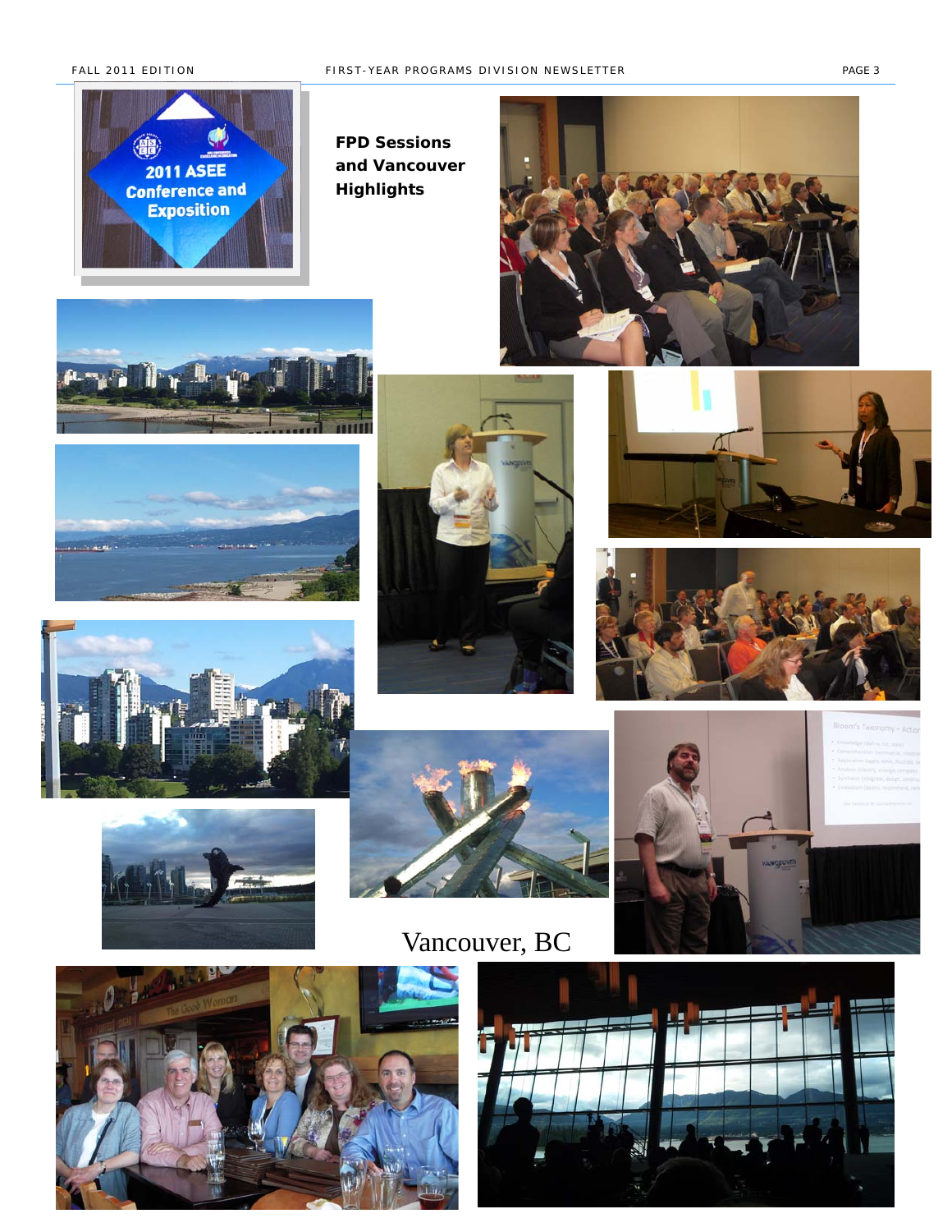**FPD Sessions and Vancouver Highlights**

Vancouver, BC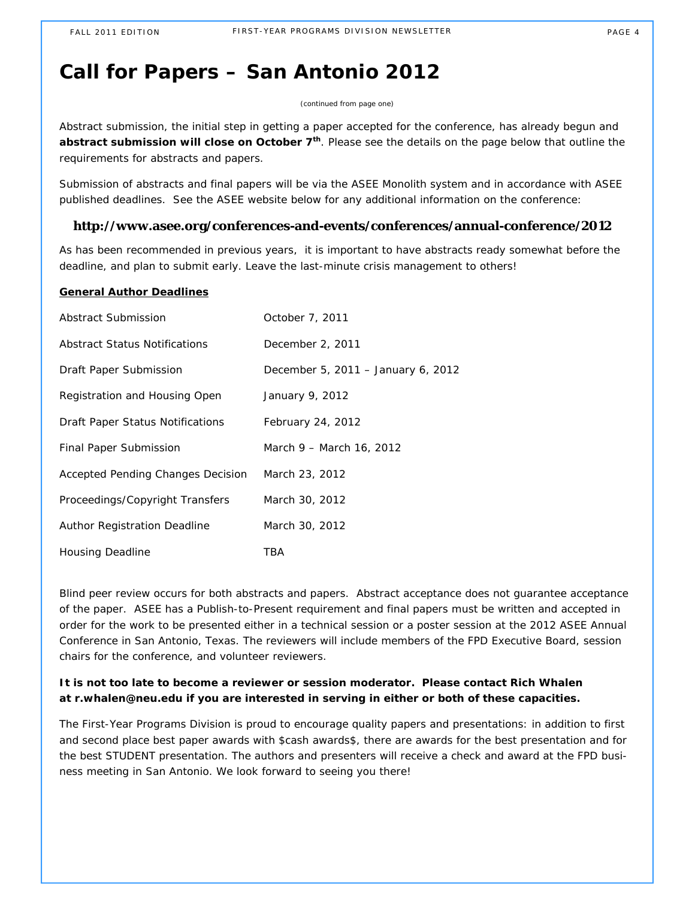# Call for Papers – San Antonio 2012

(continued from page one)

Abstract submission, the initial step in getting a paper accepted for the conference, has already begun and **abstract submission will close on October 7th**. Please see the details on the page below that outline the requirements for abstracts and papers.

Submission of abstracts and final papers will be via the ASEE Monolith system and in accordance with ASEE published deadlines. See the ASEE website below for any additional information on the conference:

**http://www.asee.org/conferences-and-events/conferences/annual-conference/2012**

As has been recommended in previous years, it is important to have abstracts ready somewhat before the deadline, and plan to submit early. Leave the last-minute crisis management to others!

**General Author Deadlines**

| | |
|---|---|
| Abstract Submission | October 7, 2011 |
| Abstract Status Notifications | December 2, 2011 |
| Draft Paper Submission | December 5, 2011 – January 6, 2012 |
| Registration and Housing Open | January 9, 2012 |
| Draft Paper Status Notifications | February 24, 2012 |
| Final Paper Submission | March 9 – March 16, 2012 |
| Accepted Pending Changes Decision | March 23, 2012 |
| Proceedings/Copyright Transfers | March 30, 2012 |
| Author Registration Deadline | March 30, 2012 |
| Housing Deadline | TBA |

Blind peer review occurs for both abstracts and papers. Abstract acceptance does not guarantee acceptance of the paper. ASEE has a Publish-to-Present requirement and final papers must be written and accepted in order for the work to be presented either in a technical session or a poster session at the 2012 ASEE Annual Conference in San Antonio, Texas. The reviewers will include members of the FPD Executive Board, session chairs for the conference, and volunteer reviewers.

**It is not too late to become a reviewer or session moderator. Please contact Rich Whalen at r.whalen@neu.edu if you are interested in serving in either or both of these capacities.**

The First-Year Programs Division is proud to encourage quality papers and presentations: in addition to first and second place best paper awards with $cash awards$, there are awards for the best presentation and for the best STUDENT presentation. The authors and presenters will receive a check and award at the FPD business meeting in San Antonio. We look forward to seeing you there!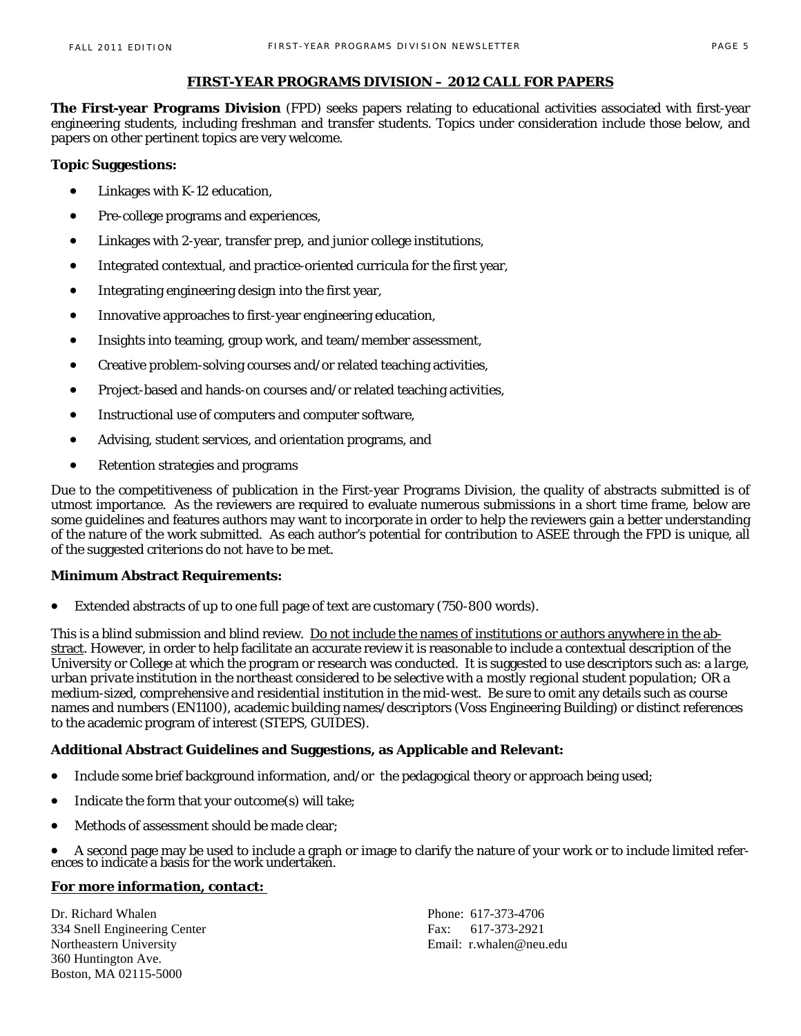## FIRST-YEAR PROGRAMS DIVISION – 2012 CALL FOR PAPERS

**The First-year Programs Division** (FPD) seeks papers relating to educational activities associated with first-year engineering students, including freshman and transfer students. Topics under consideration include those below, and papers on other pertinent topics are very welcome.

**Topic Suggestions:**

- Linkages with K-12 education,
- Pre-college programs and experiences,
- Linkages with 2-year, transfer prep, and junior college institutions,
- Integrated contextual, and practice-oriented curricula for the first year,
- Integrating engineering design into the first year,
- Innovative approaches to first-year engineering education,
- Insights into teaming, group work, and team/member assessment,
- Creative problem-solving courses and/or related teaching activities,
- Project-based and hands-on courses and/or related teaching activities,
- Instructional use of computers and computer software,
- Advising, student services, and orientation programs, and
- Retention strategies and programs

Due to the competitiveness of publication in the First-year Programs Division, the quality of abstracts submitted is of utmost importance. As the reviewers are required to evaluate numerous submissions in a short time frame, below are some guidelines and features authors may want to incorporate in order to help the reviewers gain a better understanding of the nature of the work submitted. As each author's potential for contribution to ASEE through the FPD is unique, all of the suggested criterions do not have to be met.

**Minimum Abstract Requirements:**

- Extended abstracts of up to one full page of text are customary (750-800 words).

This is a blind submission and blind review. <u>Do not include the names of institutions or authors anywhere in the abstract</u>. However, in order to help facilitate an accurate review it is reasonable to include a contextual description of the University or College at which the program or research was conducted. It is suggested to use descriptors such as: *a large, urban private institution in the northeast considered to be selective with a mostly regional student population;* OR *a medium-sized, comprehensive and residential institution in the mid-west.* Be sure to omit any details such as course names and numbers (EN1100), academic building names/descriptors (Voss Engineering Building) or distinct references to the academic program of interest (STEPS, GUIDES).

**Additional Abstract Guidelines and Suggestions, as Applicable and Relevant:**

- Include some brief background information, and/or the pedagogical theory or approach being used;
- Indicate the form that your outcome(s) will take;
- Methods of assessment should be made clear;
- A second page may be used to include a graph or image to clarify the nature of your work or to include limited references to indicate a basis for the work undertaken.

***<u>For more information, contact:</u>***

Dr. Richard Whalen
334 Snell Engineering Center
Northeastern University
360 Huntington Ave.
Boston, MA 02115-5000

Phone: 617-373-4706
Fax: 617-373-2921
Email: r.whalen@neu.edu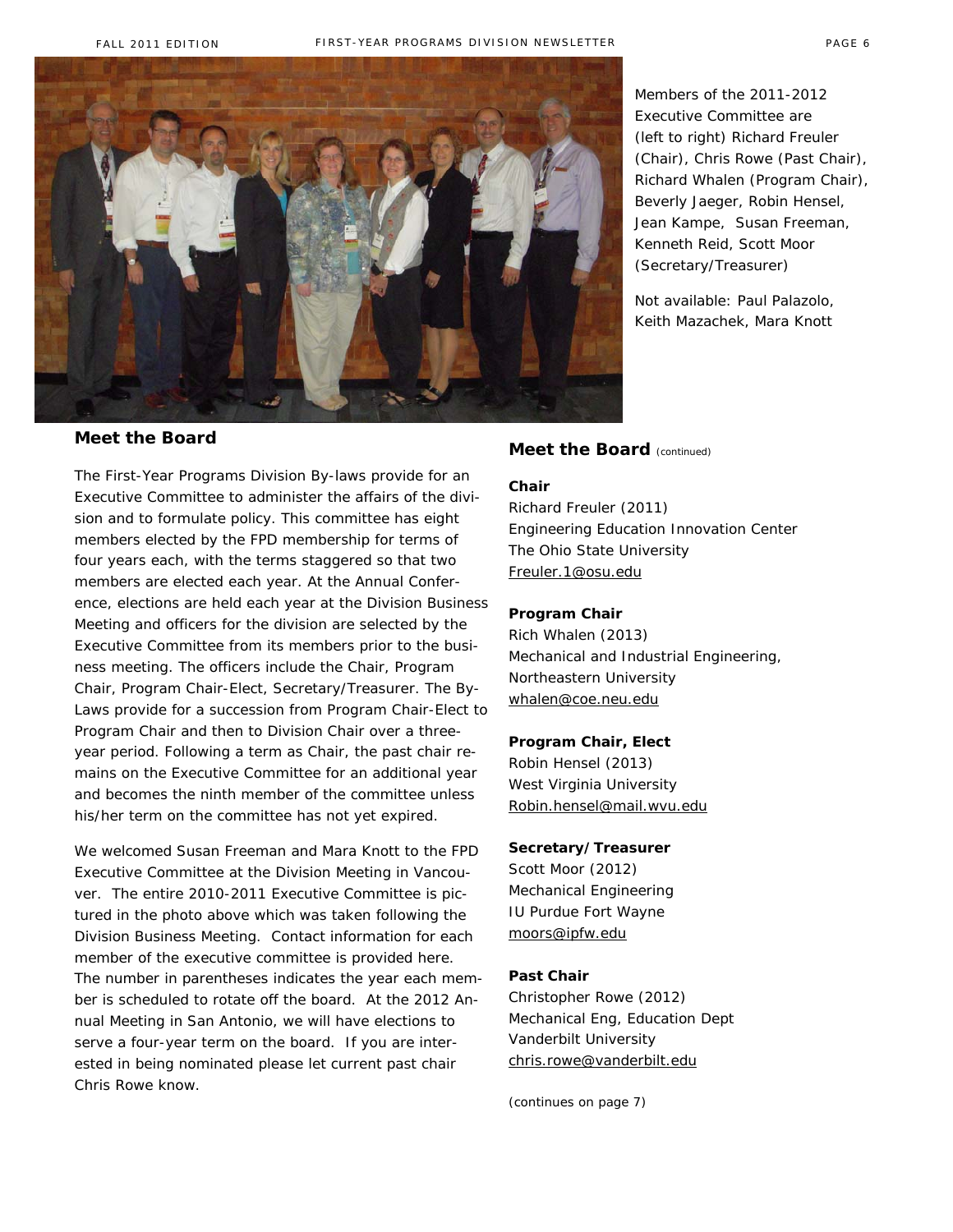Members of the 2011-2012 Executive Committee are (left to right) Richard Freuler (Chair), Chris Rowe (Past Chair), Richard Whalen (Program Chair), Beverly Jaeger, Robin Hensel, Jean Kampe, Susan Freeman, Kenneth Reid, Scott Moor (Secretary/Treasurer)

Not available: Paul Palazolo, Keith Mazachek, Mara Knott

## Meet the Board

The First-Year Programs Division By-laws provide for an Executive Committee to administer the affairs of the division and to formulate policy. This committee has eight members elected by the FPD membership for terms of four years each, with the terms staggered so that two members are elected each year. At the Annual Conference, elections are held each year at the Division Business Meeting and officers for the division are selected by the Executive Committee from its members prior to the business meeting. The officers include the Chair, Program Chair, Program Chair-Elect, Secretary/Treasurer. The By-Laws provide for a succession from Program Chair-Elect to Program Chair and then to Division Chair over a three-year period. Following a term as Chair, the past chair remains on the Executive Committee for an additional year and becomes the ninth member of the committee unless his/her term on the committee has not yet expired.

We welcomed Susan Freeman and Mara Knott to the FPD Executive Committee at the Division Meeting in Vancouver. The entire 2010-2011 Executive Committee is pictured in the photo above which was taken following the Division Business Meeting. Contact information for each member of the executive committee is provided here. The number in parentheses indicates the year each member is scheduled to rotate off the board. At the 2012 Annual Meeting in San Antonio, we will have elections to serve a four-year term on the board. If you are interested in being nominated please let current past chair Chris Rowe know.

## Meet the Board (continued)

**Chair**
Richard Freuler (2011)
Engineering Education Innovation Center
The Ohio State University
Freuler.1@osu.edu

**Program Chair**
Rich Whalen (2013)
Mechanical and Industrial Engineering,
Northeastern University
whalen@coe.neu.edu

**Program Chair, Elect**
Robin Hensel (2013)
West Virginia University
Robin.hensel@mail.wvu.edu

**Secretary/Treasurer**
Scott Moor (2012)
Mechanical Engineering
IU Purdue Fort Wayne
moors@ipfw.edu

**Past Chair**
Christopher Rowe (2012)
Mechanical Eng, Education Dept
Vanderbilt University
chris.rowe@vanderbilt.edu

*(continues on page 7)*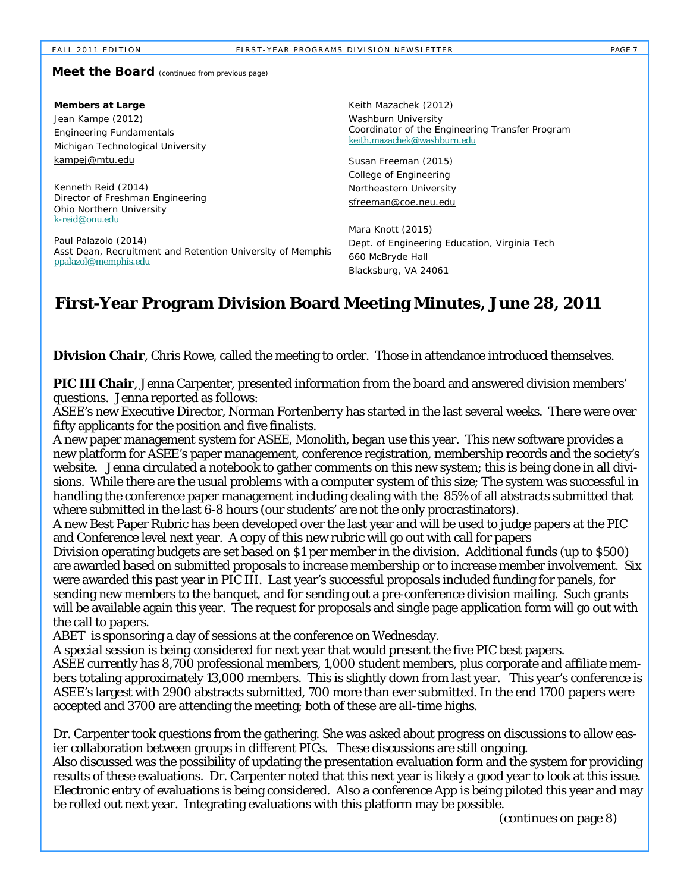**Meet the Board** (continued from previous page)

**Members at Large**

Jean Kampe (2012)
Engineering Fundamentals
Michigan Technological University
kampej@mtu.edu

Kenneth Reid (2014)
Director of Freshman Engineering
Ohio Northern University
k-reid@onu.edu

Paul Palazolo (2014)
Asst Dean, Recruitment and Retention University of Memphis
ppalazol@memphis.edu

Keith Mazachek (2012)
Washburn University
Coordinator of the Engineering Transfer Program
keith.mazachek@washburn.edu

Susan Freeman (2015)
College of Engineering
Northeastern University
sfreeman@coe.neu.edu

Mara Knott (2015)
Dept. of Engineering Education, Virginia Tech
660 McBryde Hall
Blacksburg, VA 24061

# First-Year Program Division Board Meeting Minutes, June 28, 2011

**Division Chair**, Chris Rowe, called the meeting to order. Those in attendance introduced themselves.

**PIC III Chair**, Jenna Carpenter, presented information from the board and answered division members' questions. Jenna reported as follows:

ASEE's new Executive Director, Norman Fortenberry has started in the last several weeks. There were over fifty applicants for the position and five finalists.

A new paper management system for ASEE, Monolith, began use this year. This new software provides a new platform for ASEE's paper management, conference registration, membership records and the society's website. Jenna circulated a notebook to gather comments on this new system; this is being done in all divisions. While there are the usual problems with a computer system of this size; The system was successful in handling the conference paper management including dealing with the 85% of all abstracts submitted that where submitted in the last 6-8 hours (our students' are not the only procrastinators).

A new Best Paper Rubric has been developed over the last year and will be used to judge papers at the PIC and Conference level next year. A copy of this new rubric will go out with call for papers

Division operating budgets are set based on $1 per member in the division. Additional funds (up to $500) are awarded based on submitted proposals to increase membership or to increase member involvement. Six were awarded this past year in PIC III. Last year's successful proposals included funding for panels, for sending new members to the banquet, and for sending out a pre-conference division mailing. Such grants will be available again this year. The request for proposals and single page application form will go out with the call to papers.

ABET is sponsoring a day of sessions at the conference on Wednesday.

A special session is being considered for next year that would present the five PIC best papers.

ASEE currently has 8,700 professional members, 1,000 student members, plus corporate and affiliate members totaling approximately 13,000 members. This is slightly down from last year. This year's conference is ASEE's largest with 2900 abstracts submitted, 700 more than ever submitted. In the end 1700 papers were accepted and 3700 are attending the meeting; both of these are all-time highs.

Dr. Carpenter took questions from the gathering. She was asked about progress on discussions to allow easier collaboration between groups in different PICs. These discussions are still ongoing.

Also discussed was the possibility of updating the presentation evaluation form and the system for providing results of these evaluations. Dr. Carpenter noted that this next year is likely a good year to look at this issue. Electronic entry of evaluations is being considered. Also a conference App is being piloted this year and may be rolled out next year. Integrating evaluations with this platform may be possible.

(continues on page 8)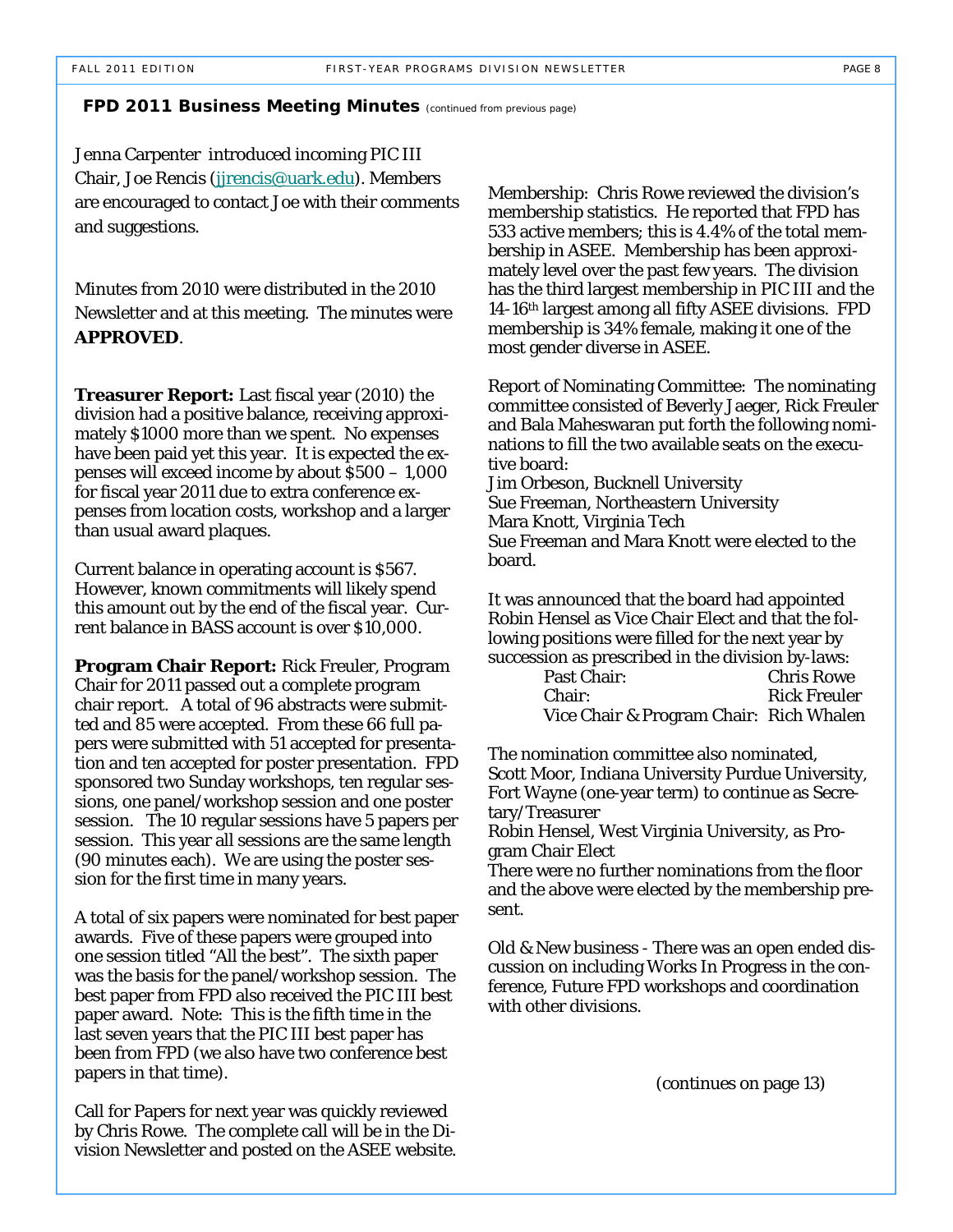## FPD 2011 Business Meeting Minutes *(continued from previous page)*

Jenna Carpenter introduced incoming PIC III Chair, Joe Rencis (jjrencis@uark.edu). Members are encouraged to contact Joe with their comments and suggestions.

Minutes from 2010 were distributed in the 2010 Newsletter and at this meeting. The minutes were **APPROVED**.

**Treasurer Report:** Last fiscal year (2010) the division had a positive balance, receiving approximately $1000 more than we spent. No expenses have been paid yet this year. It is expected the expenses will exceed income by about $500 – 1,000 for fiscal year 2011 due to extra conference expenses from location costs, workshop and a larger than usual award plaques.

Current balance in operating account is $567. However, known commitments will likely spend this amount out by the end of the fiscal year. Current balance in BASS account is over $10,000.

**Program Chair Report:** Rick Freuler, Program Chair for 2011 passed out a complete program chair report. A total of 96 abstracts were submitted and 85 were accepted. From these 66 full papers were submitted with 51 accepted for presentation and ten accepted for poster presentation. FPD sponsored two Sunday workshops, ten regular sessions, one panel/workshop session and one poster session. The 10 regular sessions have 5 papers per session. This year all sessions are the same length (90 minutes each). We are using the poster session for the first time in many years.

A total of six papers were nominated for best paper awards. Five of these papers were grouped into one session titled "All the best". The sixth paper was the basis for the panel/workshop session. The best paper from FPD also received the PIC III best paper award. Note: This is the fifth time in the last seven years that the PIC III best paper has been from FPD (we also have two conference best papers in that time).

Call for Papers for next year was quickly reviewed by Chris Rowe. The complete call will be in the Division Newsletter and posted on the ASEE website.

Membership: Chris Rowe reviewed the division's membership statistics. He reported that FPD has 533 active members; this is 4.4% of the total membership in ASEE. Membership has been approximately level over the past few years. The division has the third largest membership in PIC III and the 14-16th largest among all fifty ASEE divisions. FPD membership is 34% female, making it one of the most gender diverse in ASEE.

Report of Nominating Committee: The nominating committee consisted of Beverly Jaeger, Rick Freuler and Bala Maheswaran put forth the following nominations to fill the two available seats on the executive board:
Jim Orbeson, Bucknell University
Sue Freeman, Northeastern University
Mara Knott, Virginia Tech
Sue Freeman and Mara Knott were elected to the board.

It was announced that the board had appointed Robin Hensel as Vice Chair Elect and that the following positions were filled for the next year by succession as prescribed in the division by-laws:

| | |
|---|---|
| Past Chair: | Chris Rowe |
| Chair: | Rick Freuler |
| Vice Chair & Program Chair: | Rich Whalen |

The nomination committee also nominated,
Scott Moor, Indiana University Purdue University, Fort Wayne (one-year term) to continue as Secretary/Treasurer
Robin Hensel, West Virginia University, as Program Chair Elect
There were no further nominations from the floor and the above were elected by the membership present.

Old & New business - There was an open ended discussion on including Works In Progress in the conference, Future FPD workshops and coordination with other divisions.

(continues on page 13)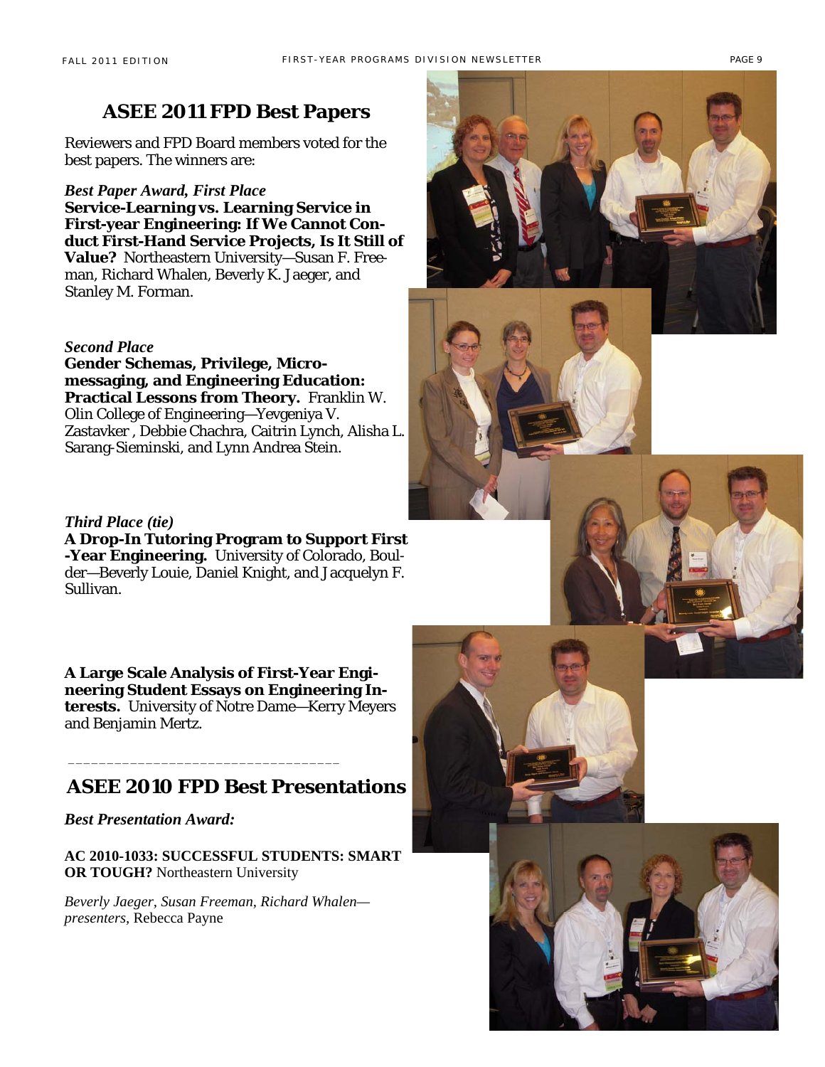## ASEE 2011 FPD Best Papers

Reviewers and FPD Board members voted for the best papers. The winners are:

***Best Paper Award, First Place***

**Service-Learning vs. Learning Service in First-year Engineering: If We Cannot Conduct First-Hand Service Projects, Is It Still of Value?** Northeastern University—Susan F. Freeman, Richard Whalen, Beverly K. Jaeger, and Stanley M. Forman.

***Second Place***

**Gender Schemas, Privilege, Micro-messaging, and Engineering Education: Practical Lessons from Theory.** Franklin W. Olin College of Engineering—Yevgeniya V. Zastavker , Debbie Chachra, Caitrin Lynch, Alisha L. Sarang-Sieminski, and Lynn Andrea Stein.

***Third Place (tie)***

**A Drop-In Tutoring Program to Support First-Year Engineering.** University of Colorado, Boulder—Beverly Louie, Daniel Knight, and Jacquelyn F. Sullivan.

**A Large Scale Analysis of First-Year Engineering Student Essays on Engineering Interests.** University of Notre Dame—Kerry Meyers and Benjamin Mertz.

---

## ASEE 2010 FPD Best Presentations

***Best Presentation Award:***

**AC 2010-1033: SUCCESSFUL STUDENTS: SMART OR TOUGH?** Northeastern University

*Beverly Jaeger, Susan Freeman, Richard Whalen—presenters*, Rebecca Payne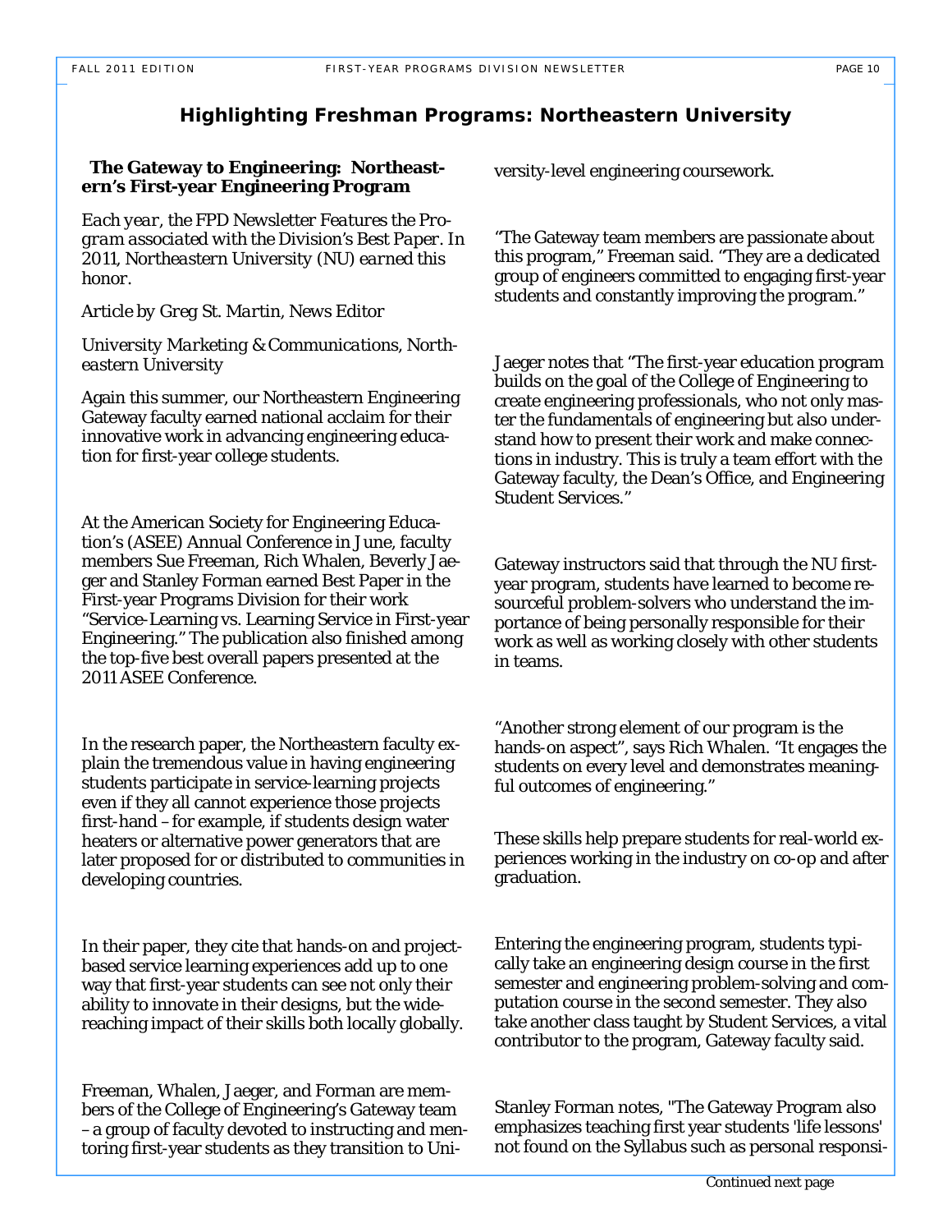## Highlighting Freshman Programs: Northeastern University

### The Gateway to Engineering: Northeastern's First-year Engineering Program

*Each year, the FPD Newsletter Features the Program associated with the Division's Best Paper. In 2011, Northeastern University (NU) earned this honor.*

*Article by Greg St. Martin, News Editor*

*University Marketing & Communications, Northeastern University*

Again this summer, our Northeastern Engineering Gateway faculty earned national acclaim for their innovative work in advancing engineering education for first-year college students.

At the American Society for Engineering Education's (ASEE) Annual Conference in June, faculty members Sue Freeman, Rich Whalen, Beverly Jaeger and Stanley Forman earned Best Paper in the First-year Programs Division for their work "Service-Learning vs. Learning Service in First-year Engineering." The publication also finished among the top-five best overall papers presented at the 2011 ASEE Conference.

In the research paper, the Northeastern faculty explain the tremendous value in having engineering students participate in service-learning projects even if they all cannot experience those projects first-hand – for example, if students design water heaters or alternative power generators that are later proposed for or distributed to communities in developing countries.

In their paper, they cite that hands-on and project-based service learning experiences add up to one way that first-year students can see not only their ability to innovate in their designs, but the wide-reaching impact of their skills both locally globally.

Freeman, Whalen, Jaeger, and Forman are members of the College of Engineering's Gateway team – a group of faculty devoted to instructing and mentoring first-year students as they transition to University-level engineering coursework.

"The Gateway team members are passionate about this program," Freeman said. "They are a dedicated group of engineers committed to engaging first-year students and constantly improving the program."

Jaeger notes that "The first-year education program builds on the goal of the College of Engineering to create engineering professionals, who not only master the fundamentals of engineering but also understand how to present their work and make connections in industry. This is truly a team effort with the Gateway faculty, the Dean's Office, and Engineering Student Services."

Gateway instructors said that through the NU first-year program, students have learned to become resourceful problem-solvers who understand the importance of being personally responsible for their work as well as working closely with other students in teams.

"Another strong element of our program is the hands-on aspect", says Rich Whalen. "It engages the students on every level and demonstrates meaningful outcomes of engineering."

These skills help prepare students for real-world experiences working in the industry on co-op and after graduation.

Entering the engineering program, students typically take an engineering design course in the first semester and engineering problem-solving and computation course in the second semester. They also take another class taught by Student Services, a vital contributor to the program, Gateway faculty said.

Stanley Forman notes, "The Gateway Program also emphasizes teaching first year students 'life lessons' not found on the Syllabus such as personal responsi-

Continued next page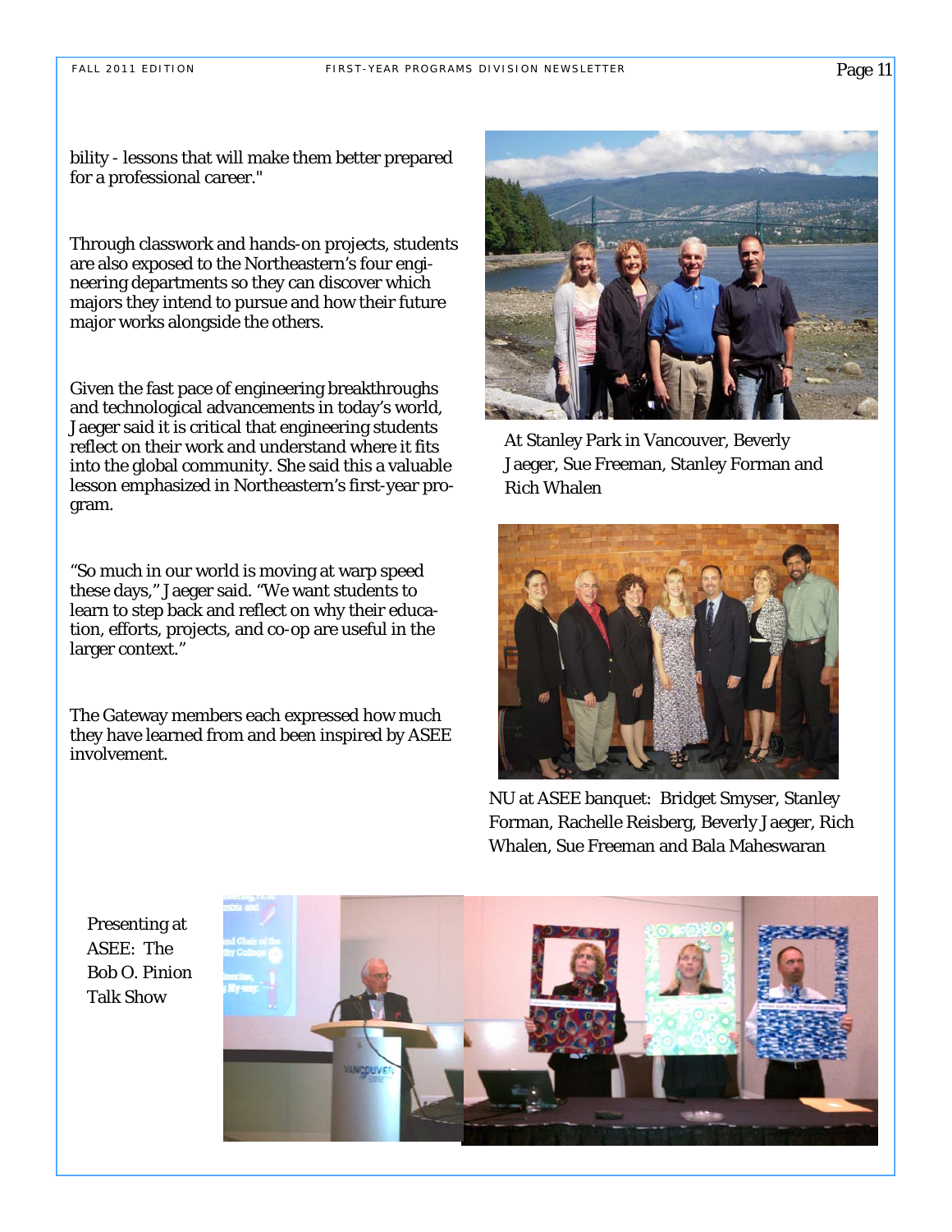bility - lessons that will make them better prepared for a professional career."

Through classwork and hands-on projects, students are also exposed to the Northeastern's four engineering departments so they can discover which majors they intend to pursue and how their future major works alongside the others.

Given the fast pace of engineering breakthroughs and technological advancements in today's world, Jaeger said it is critical that engineering students reflect on their work and understand where it fits into the global community. She said this a valuable lesson emphasized in Northeastern's first-year program.

"So much in our world is moving at warp speed these days," Jaeger said. "We want students to learn to step back and reflect on why their education, efforts, projects, and co-op are useful in the larger context."

The Gateway members each expressed how much they have learned from and been inspired by ASEE involvement.

At Stanley Park in Vancouver, Beverly Jaeger, Sue Freeman, Stanley Forman and Rich Whalen

NU at ASEE banquet: Bridget Smyser, Stanley Forman, Rachelle Reisberg, Beverly Jaeger, Rich Whalen, Sue Freeman and Bala Maheswaran

Presenting at ASEE: The Bob O. Pinion Talk Show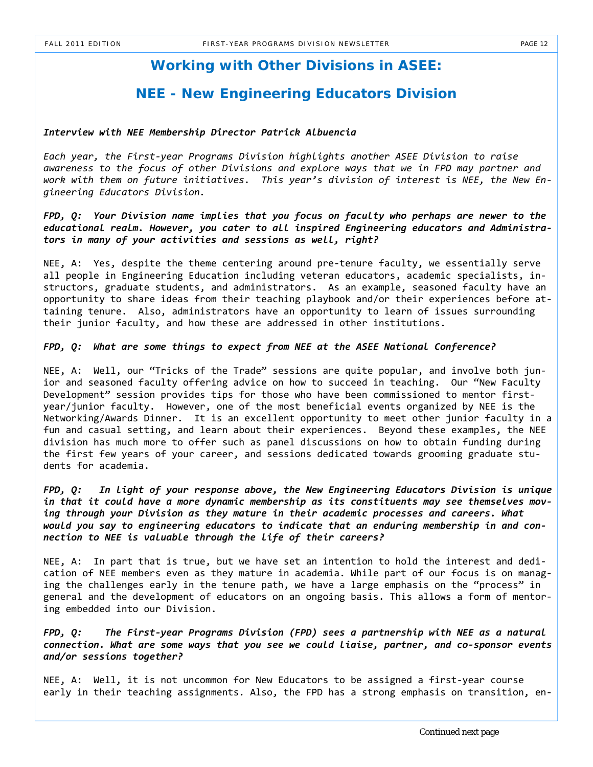# Working with Other Divisions in ASEE:

# NEE - New Engineering Educators Division

***Interview with NEE Membership Director Patrick Albuencia***

*Each year, the First-year Programs Division highlights another ASEE Division to raise awareness to the focus of other Divisions and explore ways that we in FPD may partner and work with them on future initiatives. This year's division of interest is NEE, the New Engineering Educators Division.*

***FPD, Q: Your Division name implies that you focus on faculty who perhaps are newer to the educational realm. However, you cater to all inspired Engineering educators and Administrators in many of your activities and sessions as well, right?***

NEE, A: Yes, despite the theme centering around pre-tenure faculty, we essentially serve all people in Engineering Education including veteran educators, academic specialists, instructors, graduate students, and administrators. As an example, seasoned faculty have an opportunity to share ideas from their teaching playbook and/or their experiences before attaining tenure. Also, administrators have an opportunity to learn of issues surrounding their junior faculty, and how these are addressed in other institutions.

***FPD, Q: What are some things to expect from NEE at the ASEE National Conference?***

NEE, A: Well, our "Tricks of the Trade" sessions are quite popular, and involve both junior and seasoned faculty offering advice on how to succeed in teaching. Our "New Faculty Development" session provides tips for those who have been commissioned to mentor first-year/junior faculty. However, one of the most beneficial events organized by NEE is the Networking/Awards Dinner. It is an excellent opportunity to meet other junior faculty in a fun and casual setting, and learn about their experiences. Beyond these examples, the NEE division has much more to offer such as panel discussions on how to obtain funding during the first few years of your career, and sessions dedicated towards grooming graduate students for academia.

***FPD, Q: In light of your response above, the New Engineering Educators Division is unique in that it could have a more dynamic membership as its constituents may see themselves moving through your Division as they mature in their academic processes and careers. What would you say to engineering educators to indicate that an enduring membership in and connection to NEE is valuable through the life of their careers?***

NEE, A: In part that is true, but we have set an intention to hold the interest and dedication of NEE members even as they mature in academia. While part of our focus is on managing the challenges early in the tenure path, we have a large emphasis on the "process" in general and the development of educators on an ongoing basis. This allows a form of mentoring embedded into our Division.

***FPD, Q: The First-year Programs Division (FPD) sees a partnership with NEE as a natural connection. What are some ways that you see we could liaise, partner, and co-sponsor events and/or sessions together?***

NEE, A: Well, it is not uncommon for New Educators to be assigned a first-year course early in their teaching assignments. Also, the FPD has a strong emphasis on transition, en-

Continued next page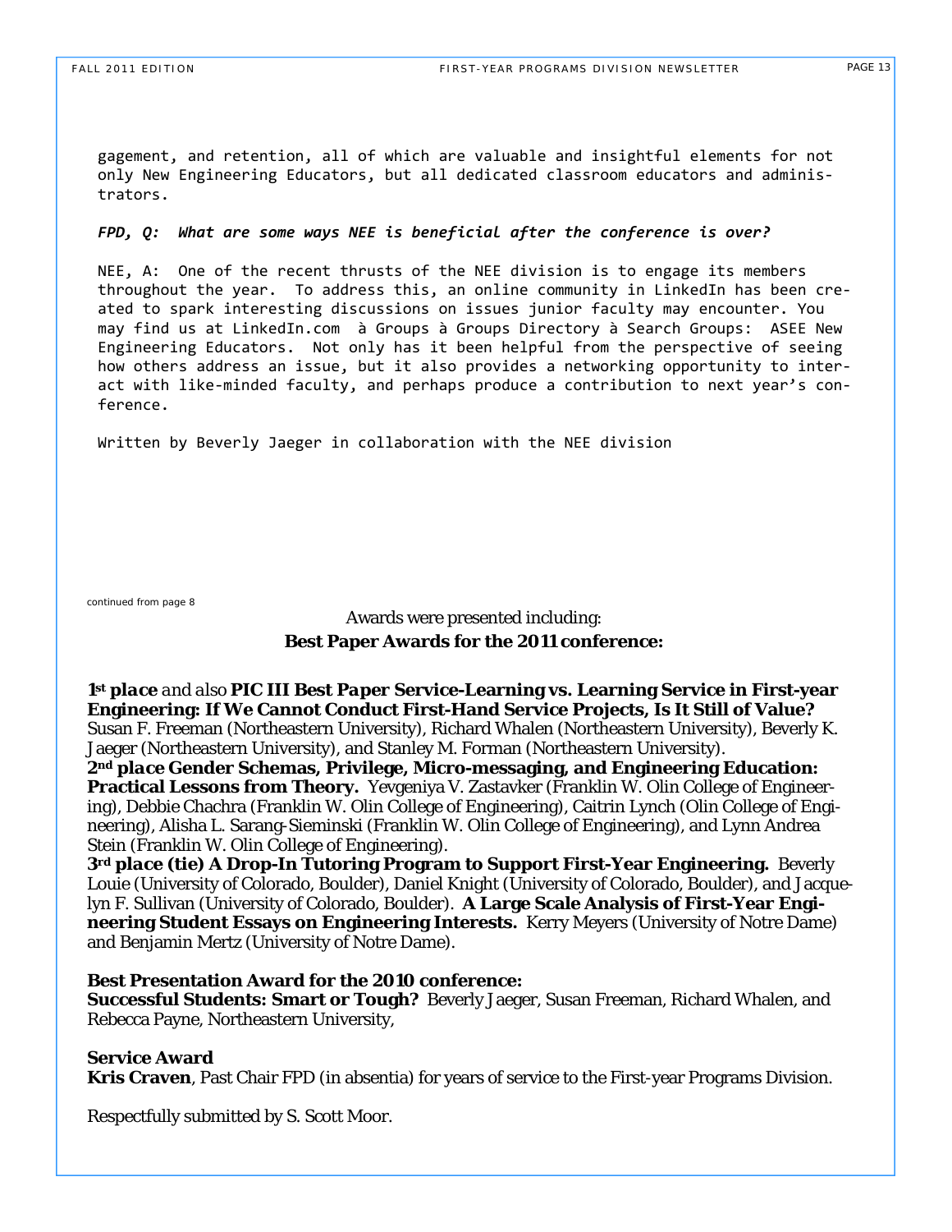gagement, and retention, all of which are valuable and insightful elements for not only New Engineering Educators, but all dedicated classroom educators and administrators.

***FPD, Q: What are some ways NEE is beneficial after the conference is over?***

NEE, A: One of the recent thrusts of the NEE division is to engage its members throughout the year. To address this, an online community in LinkedIn has been created to spark interesting discussions on issues junior faculty may encounter. You may find us at LinkedIn.com à Groups à Groups Directory à Search Groups: ASEE New Engineering Educators. Not only has it been helpful from the perspective of seeing how others address an issue, but it also provides a networking opportunity to interact with like-minded faculty, and perhaps produce a contribution to next year's conference.

Written by Beverly Jaeger in collaboration with the NEE division

continued from page 8

Awards were presented including:

**Best Paper Awards for the 2011 conference:**

***1st place*** *and also* ***PIC III Best Paper*** **Service-Learning vs. Learning Service in First-year Engineering: If We Cannot Conduct First-Hand Service Projects, Is It Still of Value?** Susan F. Freeman (Northeastern University), Richard Whalen (Northeastern University), Beverly K. Jaeger (Northeastern University), and Stanley M. Forman (Northeastern University).

***2nd place*** **Gender Schemas, Privilege, Micro-messaging, and Engineering Education: Practical Lessons from Theory.** Yevgeniya V. Zastavker (Franklin W. Olin College of Engineering), Debbie Chachra (Franklin W. Olin College of Engineering), Caitrin Lynch (Olin College of Engineering), Alisha L. Sarang-Sieminski (Franklin W. Olin College of Engineering), and Lynn Andrea Stein (Franklin W. Olin College of Engineering).

***3rd place (tie)*** **A Drop-In Tutoring Program to Support First-Year Engineering.** Beverly Louie (University of Colorado, Boulder), Daniel Knight (University of Colorado, Boulder), and Jacquelyn F. Sullivan (University of Colorado, Boulder). **A Large Scale Analysis of First-Year Engineering Student Essays on Engineering Interests.** Kerry Meyers (University of Notre Dame) and Benjamin Mertz (University of Notre Dame).

**Best Presentation Award for the 2010 conference:**

**Successful Students: Smart or Tough?** Beverly Jaeger, Susan Freeman, Richard Whalen, and Rebecca Payne, Northeastern University,

**Service Award**

**Kris Craven**, Past Chair FPD (in absentia) for years of service to the First-year Programs Division.

Respectfully submitted by S. Scott Moor.